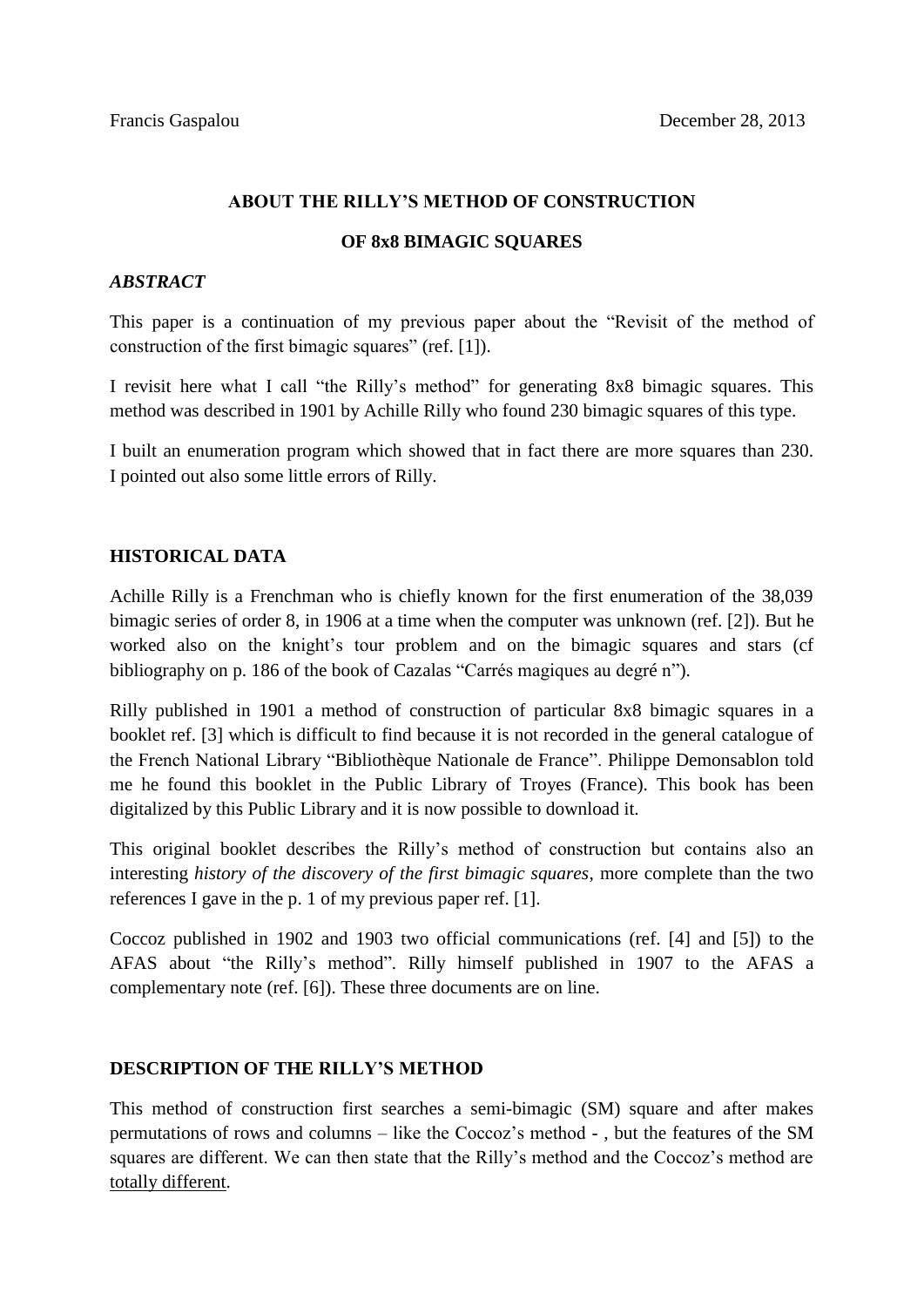Francis Gaspalou December 28, 2013

# ABOUT THE RILLY'S METHOD OF CONSTRUCTION

# OF 8x8 BIMAGIC SQUARES

### *ABSTRACT*

This paper is a continuation of my previous paper about the "Revisit of the method of construction of the first bimagic squares" (ref. [1]).

I revisit here what I call "the Rilly's method" for generating 8x8 bimagic squares. This method was described in 1901 by Achille Rilly who found 230 bimagic squares of this type.

I built an enumeration program which showed that in fact there are more squares than 230. I pointed out also some little errors of Rilly.

## HISTORICAL DATA

Achille Rilly is a Frenchman who is chiefly known for the first enumeration of the 38,039 bimagic series of order 8, in 1906 at a time when the computer was unknown (ref. [2]). But he worked also on the knight's tour problem and on the bimagic squares and stars (cf bibliography on p. 186 of the book of Cazalas "Carrés magiques au degré n").

Rilly published in 1901 a method of construction of particular 8x8 bimagic squares in a booklet ref. [3] which is difficult to find because it is not recorded in the general catalogue of the French National Library "Bibliothèque Nationale de France". Philippe Demonsablon told me he found this booklet in the Public Library of Troyes (France). This book has been digitalized by this Public Library and it is now possible to download it.

This original booklet describes the Rilly's method of construction but contains also an interesting *history of the discovery of the first bimagic squares*, more complete than the two references I gave in the p. 1 of my previous paper ref. [1].

Coccoz published in 1902 and 1903 two official communications (ref. [4] and [5]) to the AFAS about "the Rilly's method". Rilly himself published in 1907 to the AFAS a complementary note (ref. [6]). These three documents are on line.

## DESCRIPTION OF THE RILLY'S METHOD

This method of construction first searches a semi-bimagic (SM) square and after makes permutations of rows and columns – like the Coccoz's method - , but the features of the SM squares are different. We can then state that the Rilly's method and the Coccoz's method are totally different.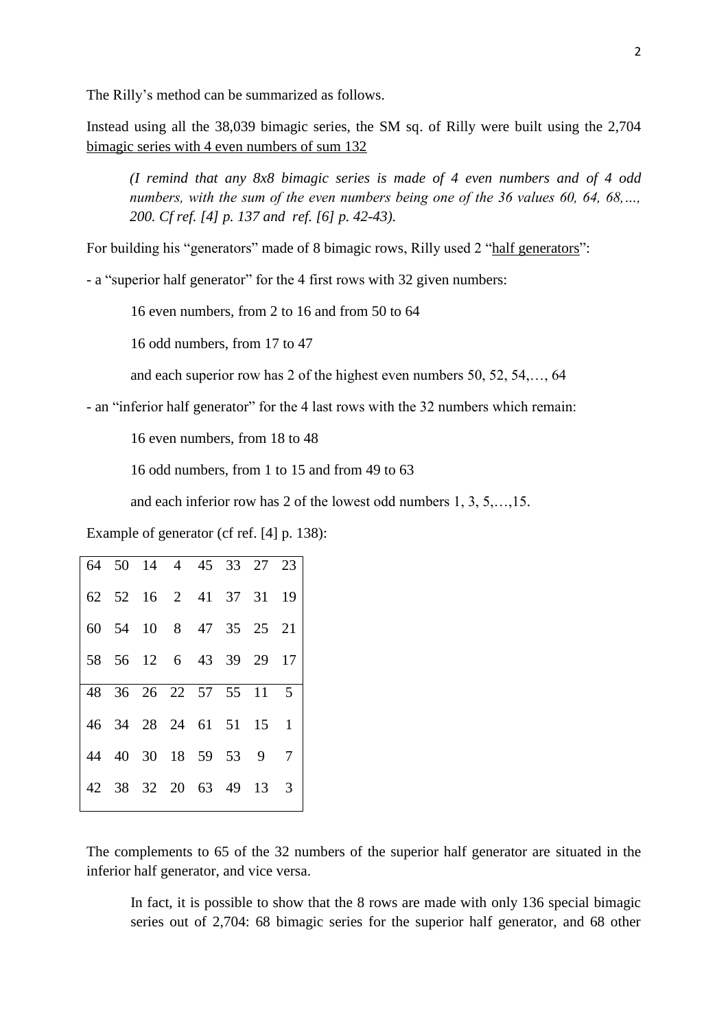The Rilly's method can be summarized as follows.

Instead using all the 38,039 bimagic series, the SM sq. of Rilly were built using the 2,704 <u>bimagic series with 4 even numbers of sum 132</u>

> *(I remind that any 8x8 bimagic series is made of 4 even numbers and of 4 odd numbers, with the sum of the even numbers being one of the 36 values 60, 64, 68,…, 200. Cf ref. [4] p. 137 and ref. [6] p. 42-43).*

For building his "generators" made of 8 bimagic rows, Rilly used 2 "<u>half generators</u>":

- a "superior half generator" for the 4 first rows with 32 given numbers:

  16 even numbers, from 2 to 16 and from 50 to 64

  16 odd numbers, from 17 to 47

  and each superior row has 2 of the highest even numbers 50, 52, 54,…, 64

- an "inferior half generator" for the 4 last rows with the 32 numbers which remain:

  16 even numbers, from 18 to 48

  16 odd numbers, from 1 to 15 and from 49 to 63

  and each inferior row has 2 of the lowest odd numbers 1, 3, 5,…,15.

Example of generator (cf ref. [4] p. 138):

| | | | | | | | |
|---|---|---|---|---|---|---|---|
| 64 | 50 | 14 | 4 | 45 | 33 | 27 | 23 |
| 62 | 52 | 16 | 2 | 41 | 37 | 31 | 19 |
| 60 | 54 | 10 | 8 | 47 | 35 | 25 | 21 |
| 58 | 56 | 12 | 6 | 43 | 39 | 29 | 17 |
| 48 | 36 | 26 | 22 | 57 | 55 | 11 | 5 |
| 46 | 34 | 28 | 24 | 61 | 51 | 15 | 1 |
| 44 | 40 | 30 | 18 | 59 | 53 | 9 | 7 |
| 42 | 38 | 32 | 20 | 63 | 49 | 13 | 3 |

The complements to 65 of the 32 numbers of the superior half generator are situated in the inferior half generator, and vice versa.

> In fact, it is possible to show that the 8 rows are made with only 136 special bimagic series out of 2,704: 68 bimagic series for the superior half generator, and 68 other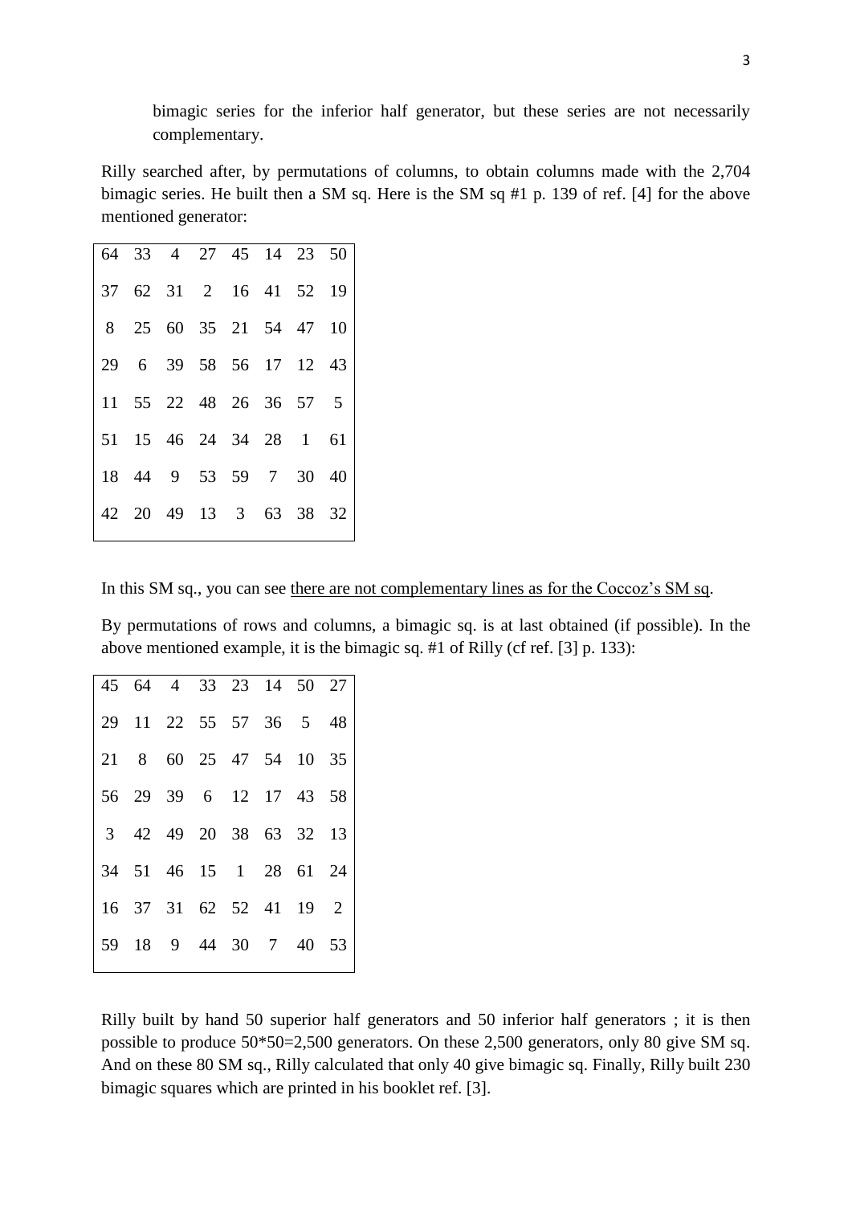bimagic series for the inferior half generator, but these series are not necessarily complementary.

Rilly searched after, by permutations of columns, to obtain columns made with the 2,704 bimagic series. He built then a SM sq. Here is the SM sq #1 p. 139 of ref. [4] for the above mentioned generator:

| | | | | | | | |
|---|---|---|---|---|---|---|---|
| 64 | 33 | 4 | 27 | 45 | 14 | 23 | 50 |
| 37 | 62 | 31 | 2 | 16 | 41 | 52 | 19 |
| 8 | 25 | 60 | 35 | 21 | 54 | 47 | 10 |
| 29 | 6 | 39 | 58 | 56 | 17 | 12 | 43 |
| 11 | 55 | 22 | 48 | 26 | 36 | 57 | 5 |
| 51 | 15 | 46 | 24 | 34 | 28 | 1 | 61 |
| 18 | 44 | 9 | 53 | 59 | 7 | 30 | 40 |
| 42 | 20 | 49 | 13 | 3 | 63 | 38 | 32 |

In this SM sq., you can see there are not complementary lines as for the Coccoz's SM sq.

By permutations of rows and columns, a bimagic sq. is at last obtained (if possible). In the above mentioned example, it is the bimagic sq. #1 of Rilly (cf ref. [3] p. 133):

| | | | | | | | |
|---|---|---|---|---|---|---|---|
| 45 | 64 | 4 | 33 | 23 | 14 | 50 | 27 |
| 29 | 11 | 22 | 55 | 57 | 36 | 5 | 48 |
| 21 | 8 | 60 | 25 | 47 | 54 | 10 | 35 |
| 56 | 29 | 39 | 6 | 12 | 17 | 43 | 58 |
| 3 | 42 | 49 | 20 | 38 | 63 | 32 | 13 |
| 34 | 51 | 46 | 15 | 1 | 28 | 61 | 24 |
| 16 | 37 | 31 | 62 | 52 | 41 | 19 | 2 |
| 59 | 18 | 9 | 44 | 30 | 7 | 40 | 53 |

Rilly built by hand 50 superior half generators and 50 inferior half generators ; it is then possible to produce 50*50=2,500 generators. On these 2,500 generators, only 80 give SM sq. And on these 80 SM sq., Rilly calculated that only 40 give bimagic sq. Finally, Rilly built 230 bimagic squares which are printed in his booklet ref. [3].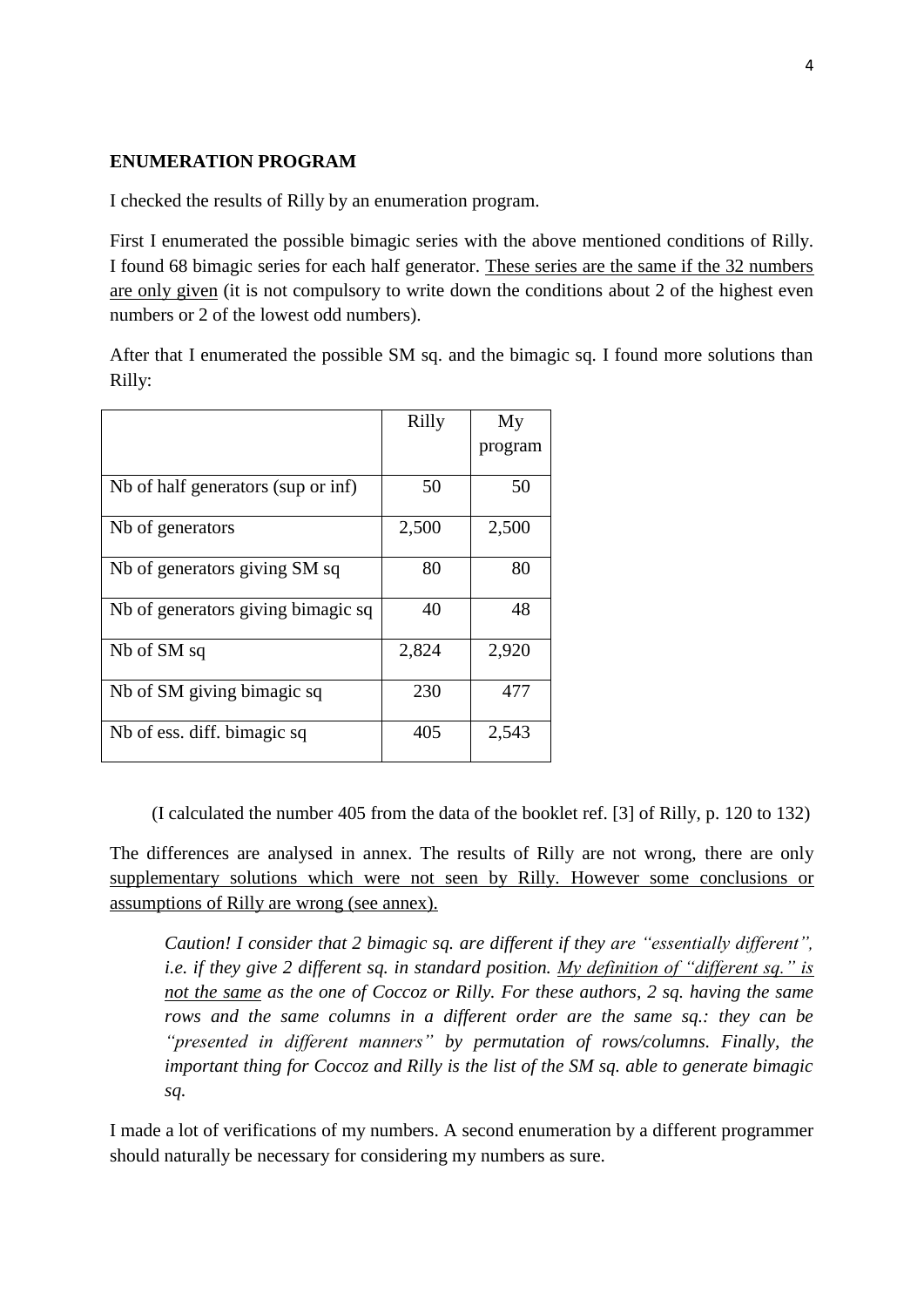**ENUMERATION PROGRAM**

I checked the results of Rilly by an enumeration program.

First I enumerated the possible bimagic series with the above mentioned conditions of Rilly. I found 68 bimagic series for each half generator. <u>These series are the same if the 32 numbers are only given</u> (it is not compulsory to write down the conditions about 2 of the highest even numbers or 2 of the lowest odd numbers).

After that I enumerated the possible SM sq. and the bimagic sq. I found more solutions than Rilly:

| | Rilly | My program |
|---|---|---|
| Nb of half generators (sup or inf) | 50 | 50 |
| Nb of generators | 2,500 | 2,500 |
| Nb of generators giving SM sq | 80 | 80 |
| Nb of generators giving bimagic sq | 40 | 48 |
| Nb of SM sq | 2,824 | 2,920 |
| Nb of SM giving bimagic sq | 230 | 477 |
| Nb of ess. diff. bimagic sq | 405 | 2,543 |

(I calculated the number 405 from the data of the booklet ref. [3] of Rilly, p. 120 to 132)

The differences are analysed in annex. The results of Rilly are not wrong, there are only <u>supplementary solutions which were not seen by Rilly. However some conclusions or assumptions of Rilly are wrong (see annex).</u>

*Caution! I consider that 2 bimagic sq. are different if they are "essentially different", i.e. if they give 2 different sq. in standard position. <u>My definition of "different sq." is not the same</u> as the one of Coccoz or Rilly. For these authors, 2 sq. having the same rows and the same columns in a different order are the same sq.: they can be "presented in different manners" by permutation of rows/columns. Finally, the important thing for Coccoz and Rilly is the list of the SM sq. able to generate bimagic sq.*

I made a lot of verifications of my numbers. A second enumeration by a different programmer should naturally be necessary for considering my numbers as sure.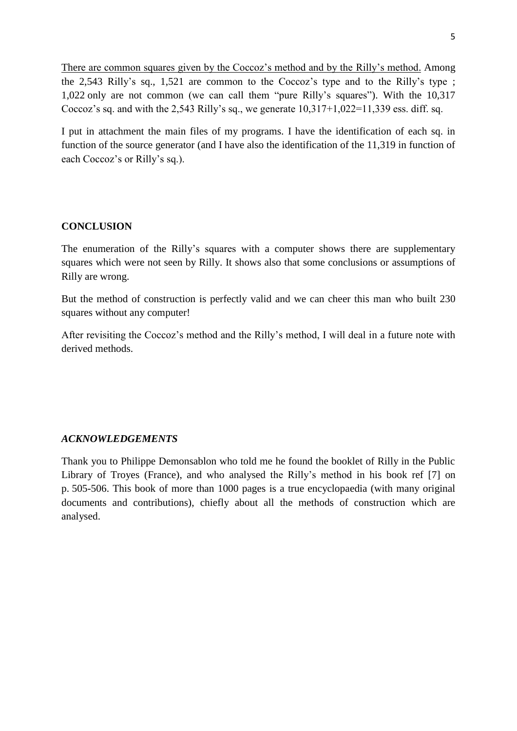<u>There are common squares given by the Coccoz's method and by the Rilly's method.</u> Among the 2,543 Rilly's sq., 1,521 are common to the Coccoz's type and to the Rilly's type ; 1,022 only are not common (we can call them "pure Rilly's squares"). With the 10,317 Coccoz's sq. and with the 2,543 Rilly's sq., we generate 10,317+1,022=11,339 ess. diff. sq.

I put in attachment the main files of my programs. I have the identification of each sq. in function of the source generator (and I have also the identification of the 11,319 in function of each Coccoz's or Rilly's sq.).

## CONCLUSION

The enumeration of the Rilly's squares with a computer shows there are supplementary squares which were not seen by Rilly. It shows also that some conclusions or assumptions of Rilly are wrong.

But the method of construction is perfectly valid and we can cheer this man who built 230 squares without any computer!

After revisiting the Coccoz's method and the Rilly's method, I will deal in a future note with derived methods.

### *ACKNOWLEDGEMENTS*

Thank you to Philippe Demonsablon who told me he found the booklet of Rilly in the Public Library of Troyes (France), and who analysed the Rilly's method in his book ref [7] on p. 505-506. This book of more than 1000 pages is a true encyclopaedia (with many original documents and contributions), chiefly about all the methods of construction which are analysed.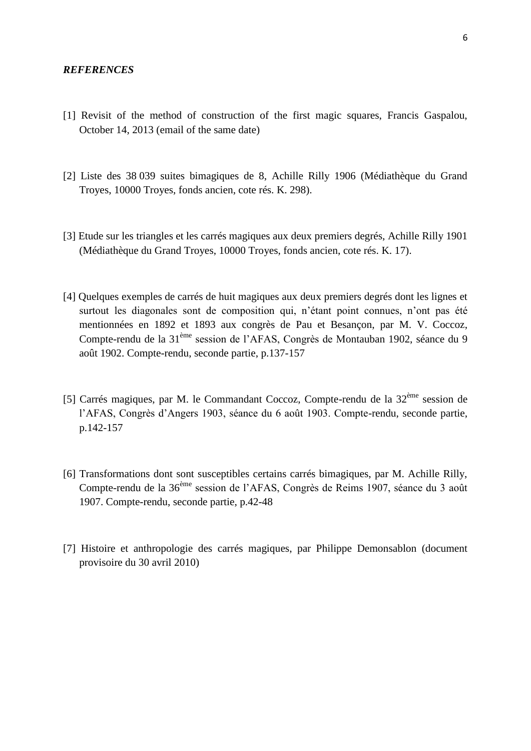***REFERENCES***

[1] Revisit of the method of construction of the first magic squares, Francis Gaspalou, October 14, 2013 (email of the same date)

[2] Liste des 38 039 suites bimagiques de 8, Achille Rilly 1906 (Médiathèque du Grand Troyes, 10000 Troyes, fonds ancien, cote rés. K. 298).

[3] Etude sur les triangles et les carrés magiques aux deux premiers degrés, Achille Rilly 1901 (Médiathèque du Grand Troyes, 10000 Troyes, fonds ancien, cote rés. K. 17).

[4] Quelques exemples de carrés de huit magiques aux deux premiers degrés dont les lignes et surtout les diagonales sont de composition qui, n'étant point connues, n'ont pas été mentionnées en 1892 et 1893 aux congrès de Pau et Besançon, par M. V. Coccoz, Compte-rendu de la 31ème session de l'AFAS, Congrès de Montauban 1902, séance du 9 août 1902. Compte-rendu, seconde partie, p.137-157

[5] Carrés magiques, par M. le Commandant Coccoz, Compte-rendu de la 32ème session de l'AFAS, Congrès d'Angers 1903, séance du 6 août 1903. Compte-rendu, seconde partie, p.142-157

[6] Transformations dont sont susceptibles certains carrés bimagiques, par M. Achille Rilly, Compte-rendu de la 36ème session de l'AFAS, Congrès de Reims 1907, séance du 3 août 1907. Compte-rendu, seconde partie, p.42-48

[7] Histoire et anthropologie des carrés magiques, par Philippe Demonsablon (document provisoire du 30 avril 2010)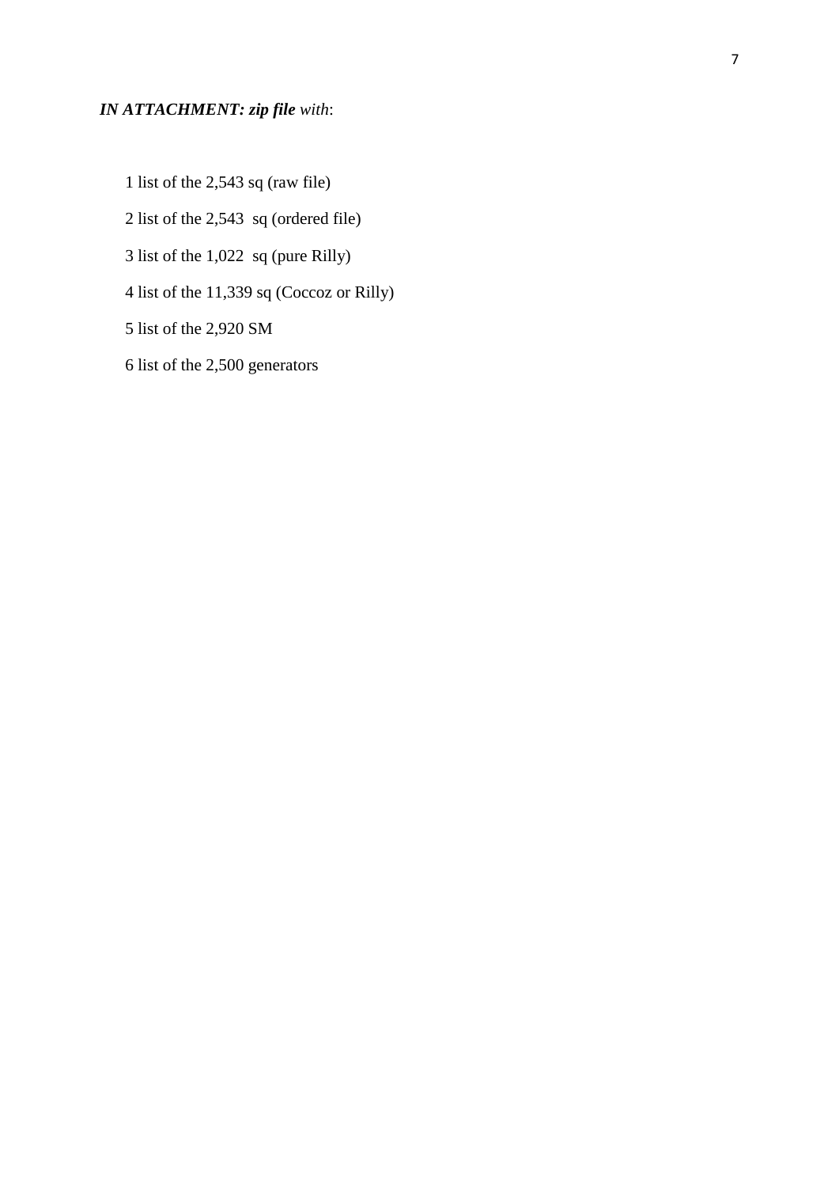***IN ATTACHMENT: zip file** with*:

1 list of the 2,543 sq (raw file)

2 list of the 2,543 sq (ordered file)

3 list of the 1,022 sq (pure Rilly)

4 list of the 11,339 sq (Coccoz or Rilly)

5 list of the 2,920 SM

6 list of the 2,500 generators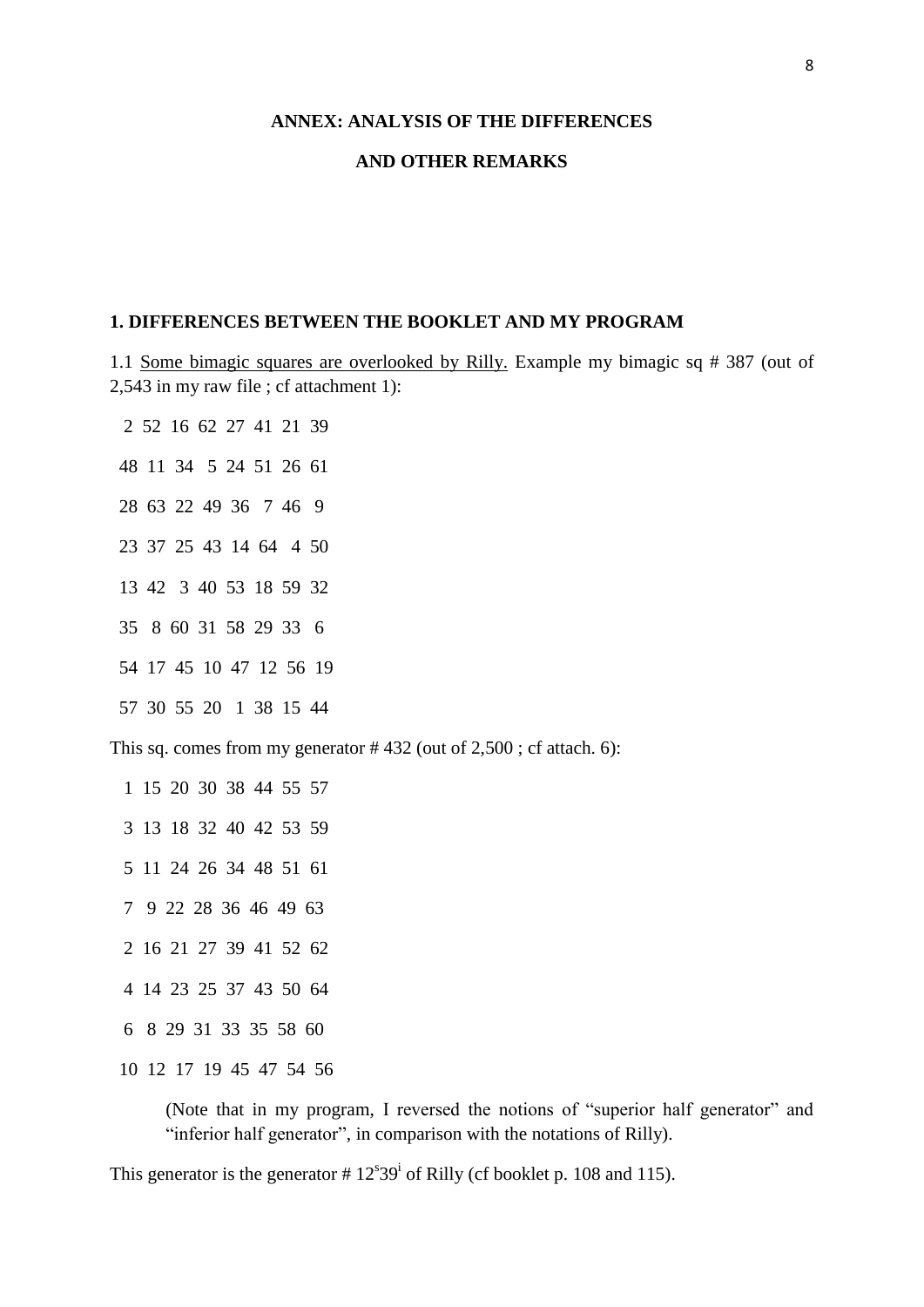**ANNEX: ANALYSIS OF THE DIFFERENCES**

**AND OTHER REMARKS**

### 1. DIFFERENCES BETWEEN THE BOOKLET AND MY PROGRAM

1.1 Some bimagic squares are overlooked by Rilly. Example my bimagic sq # 387 (out of 2,543 in my raw file ; cf attachment 1):

```
 2 52 16 62 27 41 21 39
48 11 34  5 24 51 26 61
28 63 22 49 36  7 46  9
23 37 25 43 14 64  4 50
13 42  3 40 53 18 59 32
35  8 60 31 58 29 33  6
54 17 45 10 47 12 56 19
57 30 55 20  1 38 15 44
```

This sq. comes from my generator # 432 (out of 2,500 ; cf attach. 6):

```
 1 15 20 30 38 44 55 57
 3 13 18 32 40 42 53 59
 5 11 24 26 34 48 51 61
 7  9 22 28 36 46 49 63
 2 16 21 27 39 41 52 62
 4 14 23 25 37 43 50 64
 6  8 29 31 33 35 58 60
10 12 17 19 45 47 54 56
```

> (Note that in my program, I reversed the notions of "superior half generator" and "inferior half generator", in comparison with the notations of Rilly).

This generator is the generator # $12^s39^i$ of Rilly (cf booklet p. 108 and 115).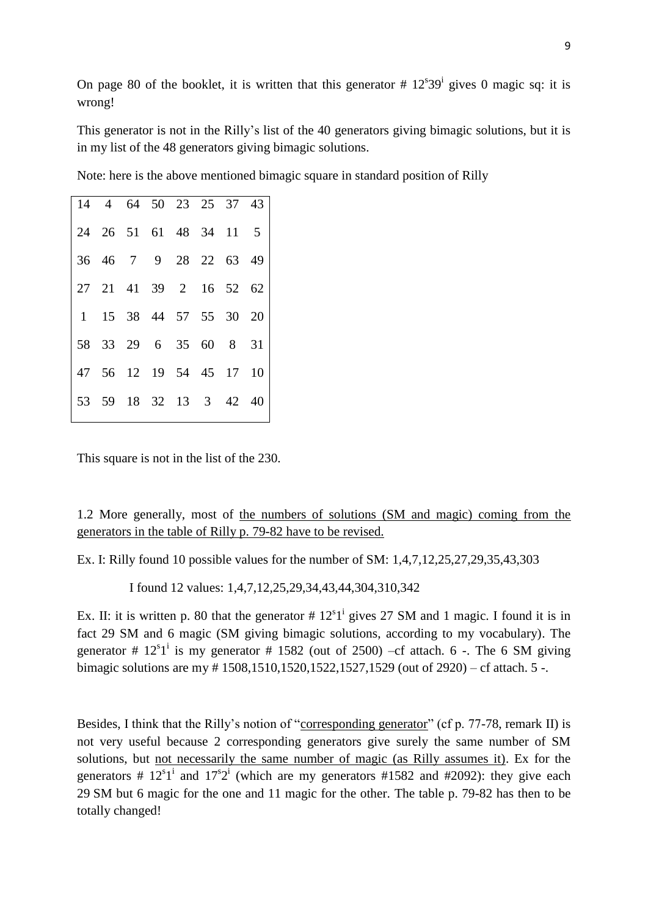On page 80 of the booklet, it is written that this generator # $12^s39^i$ gives 0 magic sq: it is wrong!

This generator is not in the Rilly's list of the 40 generators giving bimagic solutions, but it is in my list of the 48 generators giving bimagic solutions.

Note: here is the above mentioned bimagic square in standard position of Rilly

| | | | | | | | |
|---|---|---|---|---|---|---|---|
| 14 | 4 | 64 | 50 | 23 | 25 | 37 | 43 |
| 24 | 26 | 51 | 61 | 48 | 34 | 11 | 5 |
| 36 | 46 | 7 | 9 | 28 | 22 | 63 | 49 |
| 27 | 21 | 41 | 39 | 2 | 16 | 52 | 62 |
| 1 | 15 | 38 | 44 | 57 | 55 | 30 | 20 |
| 58 | 33 | 29 | 6 | 35 | 60 | 8 | 31 |
| 47 | 56 | 12 | 19 | 54 | 45 | 17 | 10 |
| 53 | 59 | 18 | 32 | 13 | 3 | 42 | 40 |

This square is not in the list of the 230.

1.2 More generally, most of <u>the numbers of solutions (SM and magic) coming from the generators in the table of Rilly p. 79-82 have to be revised.</u>

Ex. I: Rilly found 10 possible values for the number of SM: 1,4,7,12,25,27,29,35,43,303

I found 12 values: 1,4,7,12,25,29,34,43,44,304,310,342

Ex. II: it is written p. 80 that the generator # $12^s1^i$ gives 27 SM and 1 magic. I found it is in fact 29 SM and 6 magic (SM giving bimagic solutions, according to my vocabulary). The generator # $12^s1^i$ is my generator # 1582 (out of 2500) –cf attach. 6 -. The 6 SM giving bimagic solutions are my # 1508,1510,1520,1522,1527,1529 (out of 2920) – cf attach. 5 -.

Besides, I think that the Rilly's notion of "<u>corresponding generator</u>" (cf p. 77-78, remark II) is not very useful because 2 corresponding generators give surely the same number of SM solutions, but <u>not necessarily the same number of magic (as Rilly assumes it)</u>. Ex for the generators # $12^s1^i$ and $17^s2^i$ (which are my generators #1582 and #2092): they give each 29 SM but 6 magic for the one and 11 magic for the other. The table p. 79-82 has then to be totally changed!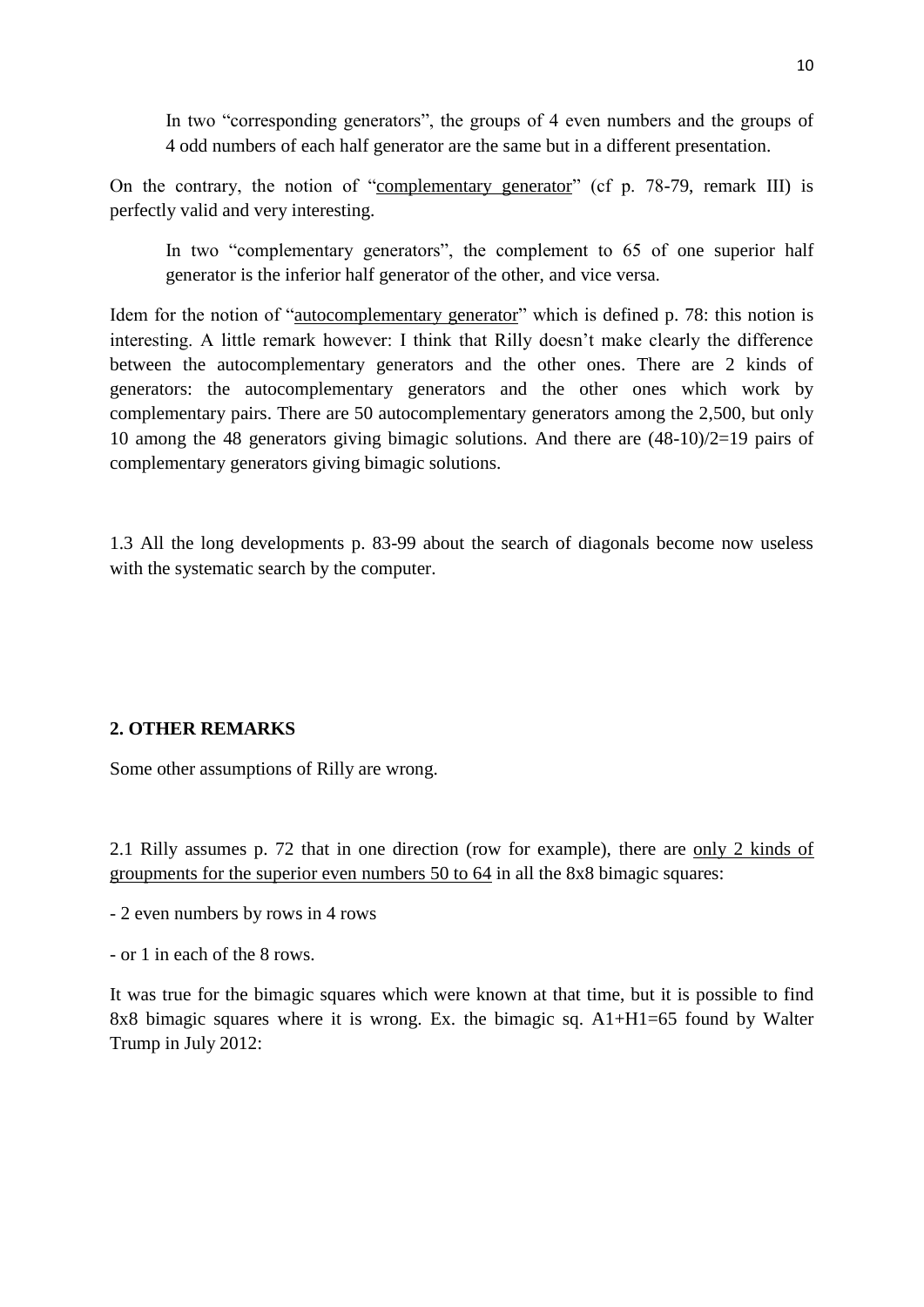> In two "corresponding generators", the groups of 4 even numbers and the groups of 4 odd numbers of each half generator are the same but in a different presentation.

On the contrary, the notion of "<u>complementary generator</u>" (cf p. 78-79, remark III) is perfectly valid and very interesting.

> In two "complementary generators", the complement to 65 of one superior half generator is the inferior half generator of the other, and vice versa.

Idem for the notion of "<u>autocomplementary generator</u>" which is defined p. 78: this notion is interesting. A little remark however: I think that Rilly doesn't make clearly the difference between the autocomplementary generators and the other ones. There are 2 kinds of generators: the autocomplementary generators and the other ones which work by complementary pairs. There are 50 autocomplementary generators among the 2,500, but only 10 among the 48 generators giving bimagic solutions. And there are (48-10)/2=19 pairs of complementary generators giving bimagic solutions.

1.3 All the long developments p. 83-99 about the search of diagonals become now useless with the systematic search by the computer.

**2. OTHER REMARKS**

Some other assumptions of Rilly are wrong.

2.1 Rilly assumes p. 72 that in one direction (row for example), there are <u>only 2 kinds of groupments for the superior even numbers 50 to 64</u> in all the 8x8 bimagic squares:

- 2 even numbers by rows in 4 rows
- or 1 in each of the 8 rows.

It was true for the bimagic squares which were known at that time, but it is possible to find 8x8 bimagic squares where it is wrong. Ex. the bimagic sq. A1+H1=65 found by Walter Trump in July 2012: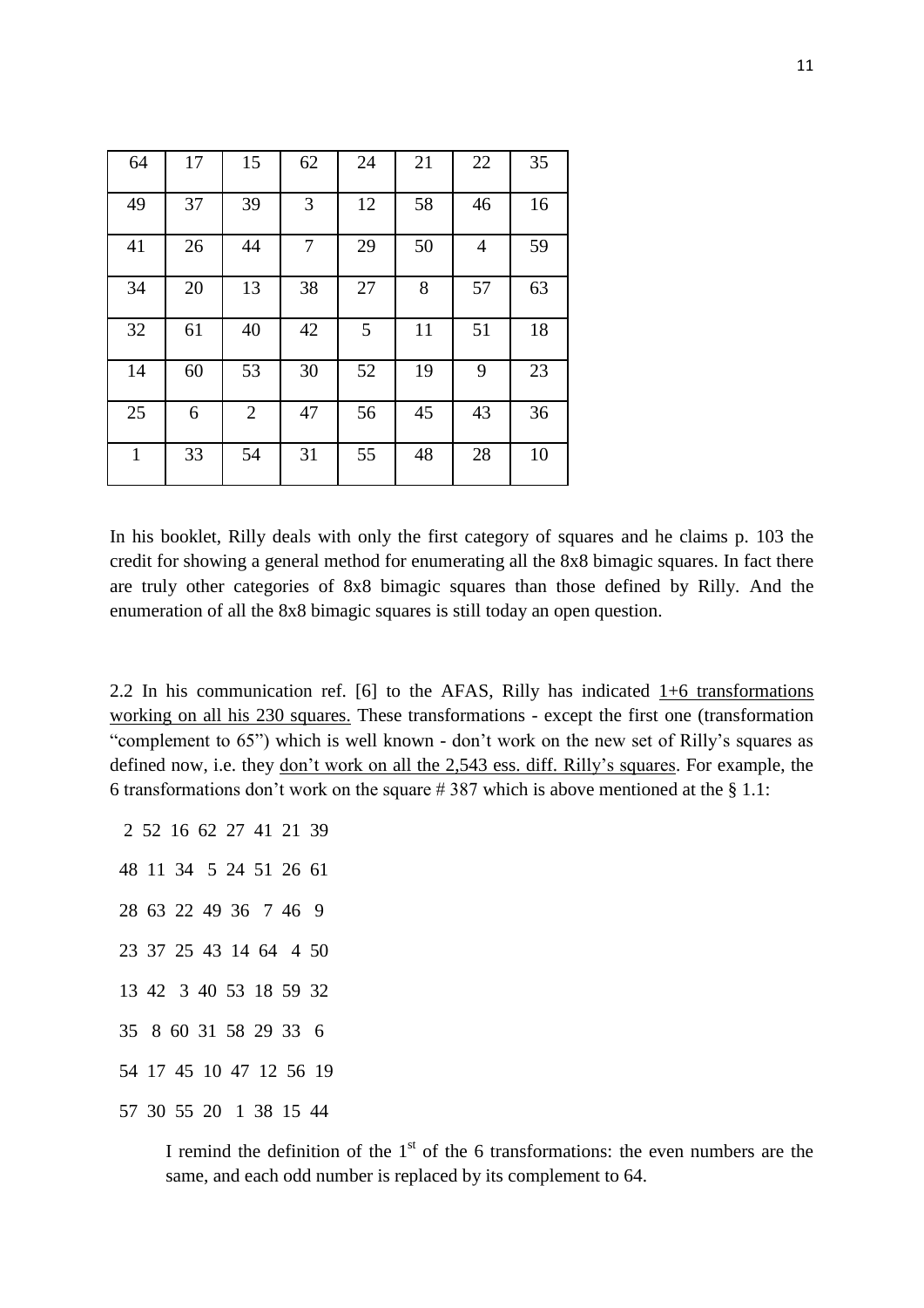| 64 | 17 | 15 | 62 | 24 | 21 | 22 | 35 |
|---|---|---|---|---|---|---|---|
| 49 | 37 | 39 | 3 | 12 | 58 | 46 | 16 |
| 41 | 26 | 44 | 7 | 29 | 50 | 4 | 59 |
| 34 | 20 | 13 | 38 | 27 | 8 | 57 | 63 |
| 32 | 61 | 40 | 42 | 5 | 11 | 51 | 18 |
| 14 | 60 | 53 | 30 | 52 | 19 | 9 | 23 |
| 25 | 6 | 2 | 47 | 56 | 45 | 43 | 36 |
| 1 | 33 | 54 | 31 | 55 | 48 | 28 | 10 |

In his booklet, Rilly deals with only the first category of squares and he claims p. 103 the credit for showing a general method for enumerating all the 8x8 bimagic squares. In fact there are truly other categories of 8x8 bimagic squares than those defined by Rilly. And the enumeration of all the 8x8 bimagic squares is still today an open question.

2.2 In his communication ref. [6] to the AFAS, Rilly has indicated <u>1+6 transformations working on all his 230 squares.</u> These transformations - except the first one (transformation "complement to 65") which is well known - don't work on the new set of Rilly's squares as defined now, i.e. they <u>don't work on all the 2,543 ess. diff. Rilly's squares</u>. For example, the 6 transformations don't work on the square # 387 which is above mentioned at the § 1.1:

```
 2 52 16 62 27 41 21 39
48 11 34  5 24 51 26 61
28 63 22 49 36  7 46  9
23 37 25 43 14 64  4 50
13 42  3 40 53 18 59 32
35  8 60 31 58 29 33  6
54 17 45 10 47 12 56 19
57 30 55 20  1 38 15 44
```

I remind the definition of the 1st of the 6 transformations: the even numbers are the same, and each odd number is replaced by its complement to 64.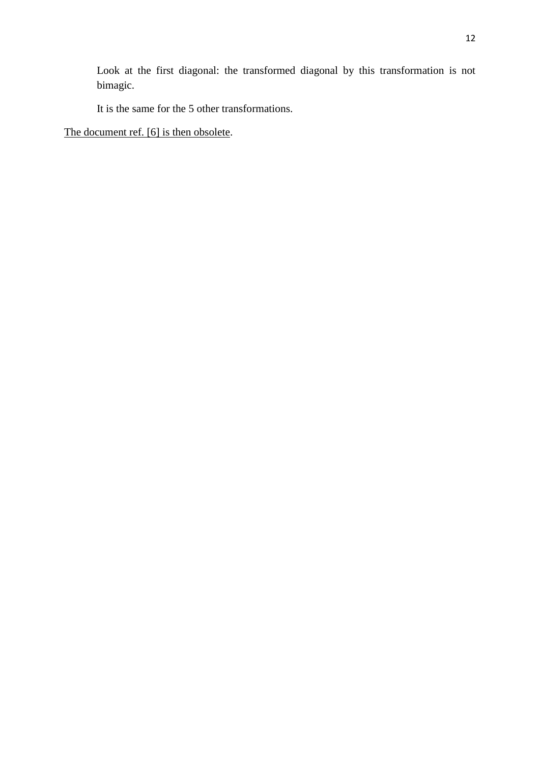Look at the first diagonal: the transformed diagonal by this transformation is not bimagic.

It is the same for the 5 other transformations.

<u>The document ref. [6] is then obsolete</u>.